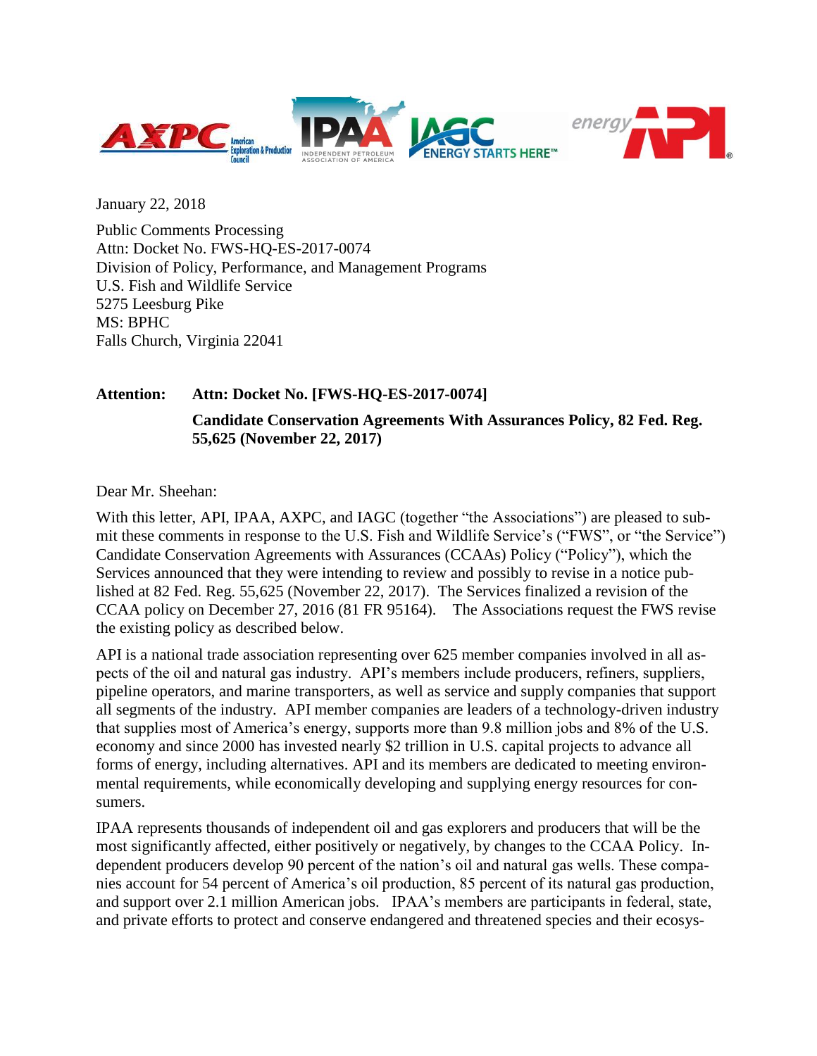January 22, 2018

Public Comments Processing
Attn: Docket No. FWS-HQ-ES-2017-0074
Division of Policy, Performance, and Management Programs
U.S. Fish and Wildlife Service
5275 Leesburg Pike
MS: BPHC
Falls Church, Virginia 22041

**Attention: Attn: Docket No. [FWS-HQ-ES-2017-0074]**

**Candidate Conservation Agreements With Assurances Policy, 82 Fed. Reg. 55,625 (November 22, 2017)**

Dear Mr. Sheehan:

With this letter, API, IPAA, AXPC, and IAGC (together "the Associations") are pleased to submit these comments in response to the U.S. Fish and Wildlife Service's ("FWS", or "the Service") Candidate Conservation Agreements with Assurances (CCAAs) Policy ("Policy"), which the Services announced that they were intending to review and possibly to revise in a notice published at 82 Fed. Reg. 55,625 (November 22, 2017). The Services finalized a revision of the CCAA policy on December 27, 2016 (81 FR 95164). The Associations request the FWS revise the existing policy as described below.

API is a national trade association representing over 625 member companies involved in all aspects of the oil and natural gas industry. API's members include producers, refiners, suppliers, pipeline operators, and marine transporters, as well as service and supply companies that support all segments of the industry. API member companies are leaders of a technology-driven industry that supplies most of America's energy, supports more than 9.8 million jobs and 8% of the U.S. economy and since 2000 has invested nearly $2 trillion in U.S. capital projects to advance all forms of energy, including alternatives. API and its members are dedicated to meeting environmental requirements, while economically developing and supplying energy resources for consumers.

IPAA represents thousands of independent oil and gas explorers and producers that will be the most significantly affected, either positively or negatively, by changes to the CCAA Policy. Independent producers develop 90 percent of the nation's oil and natural gas wells. These companies account for 54 percent of America's oil production, 85 percent of its natural gas production, and support over 2.1 million American jobs. IPAA's members are participants in federal, state, and private efforts to protect and conserve endangered and threatened species and their ecosys-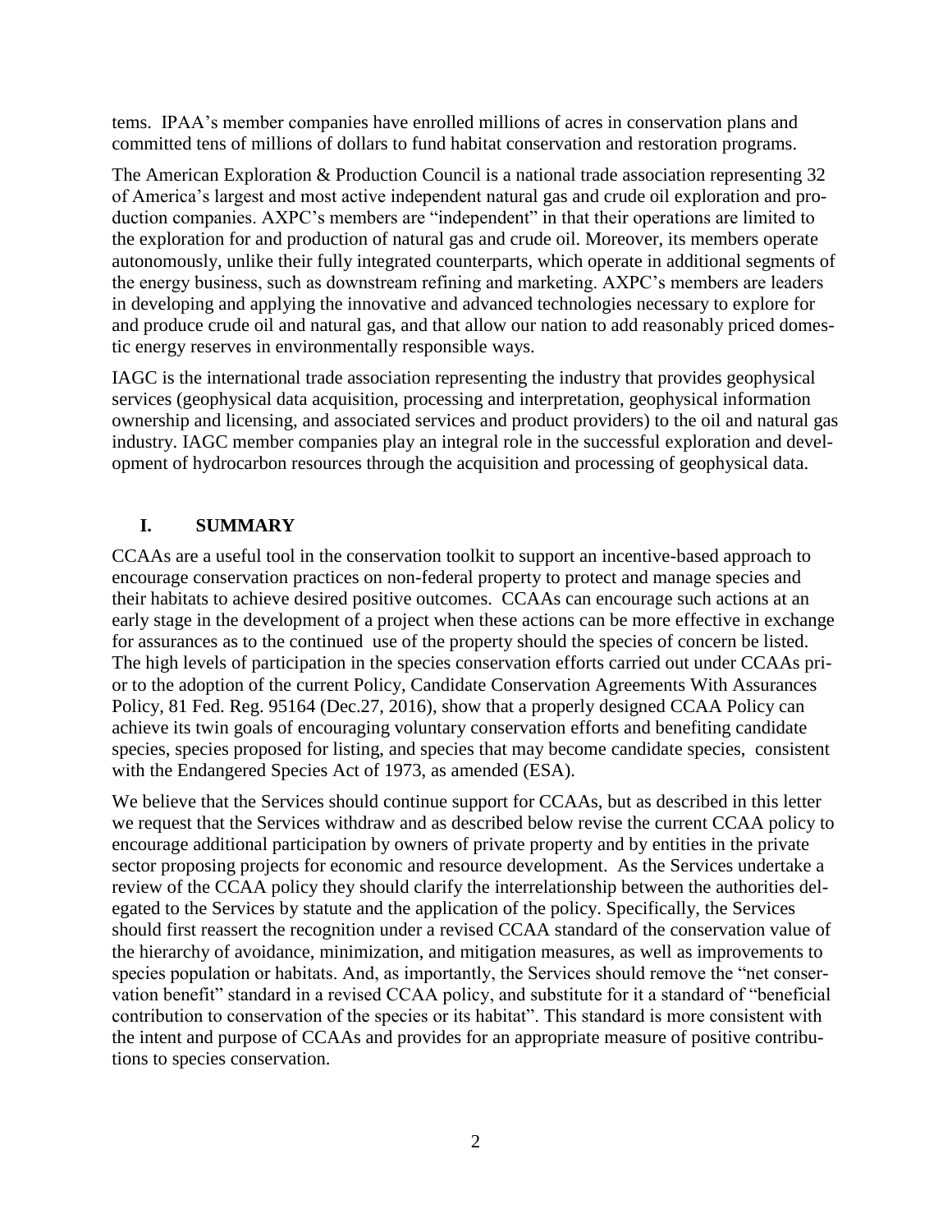tems. IPAA's member companies have enrolled millions of acres in conservation plans and committed tens of millions of dollars to fund habitat conservation and restoration programs.

The American Exploration & Production Council is a national trade association representing 32 of America's largest and most active independent natural gas and crude oil exploration and production companies. AXPC's members are "independent" in that their operations are limited to the exploration for and production of natural gas and crude oil. Moreover, its members operate autonomously, unlike their fully integrated counterparts, which operate in additional segments of the energy business, such as downstream refining and marketing. AXPC's members are leaders in developing and applying the innovative and advanced technologies necessary to explore for and produce crude oil and natural gas, and that allow our nation to add reasonably priced domestic energy reserves in environmentally responsible ways.

IAGC is the international trade association representing the industry that provides geophysical services (geophysical data acquisition, processing and interpretation, geophysical information ownership and licensing, and associated services and product providers) to the oil and natural gas industry. IAGC member companies play an integral role in the successful exploration and development of hydrocarbon resources through the acquisition and processing of geophysical data.

## I. SUMMARY

CCAAs are a useful tool in the conservation toolkit to support an incentive-based approach to encourage conservation practices on non-federal property to protect and manage species and their habitats to achieve desired positive outcomes. CCAAs can encourage such actions at an early stage in the development of a project when these actions can be more effective in exchange for assurances as to the continued use of the property should the species of concern be listed. The high levels of participation in the species conservation efforts carried out under CCAAs prior to the adoption of the current Policy, Candidate Conservation Agreements With Assurances Policy, 81 Fed. Reg. 95164 (Dec.27, 2016), show that a properly designed CCAA Policy can achieve its twin goals of encouraging voluntary conservation efforts and benefiting candidate species, species proposed for listing, and species that may become candidate species, consistent with the Endangered Species Act of 1973, as amended (ESA).

We believe that the Services should continue support for CCAAs, but as described in this letter we request that the Services withdraw and as described below revise the current CCAA policy to encourage additional participation by owners of private property and by entities in the private sector proposing projects for economic and resource development. As the Services undertake a review of the CCAA policy they should clarify the interrelationship between the authorities delegated to the Services by statute and the application of the policy. Specifically, the Services should first reassert the recognition under a revised CCAA standard of the conservation value of the hierarchy of avoidance, minimization, and mitigation measures, as well as improvements to species population or habitats. And, as importantly, the Services should remove the "net conservation benefit" standard in a revised CCAA policy, and substitute for it a standard of "beneficial contribution to conservation of the species or its habitat". This standard is more consistent with the intent and purpose of CCAAs and provides for an appropriate measure of positive contributions to species conservation.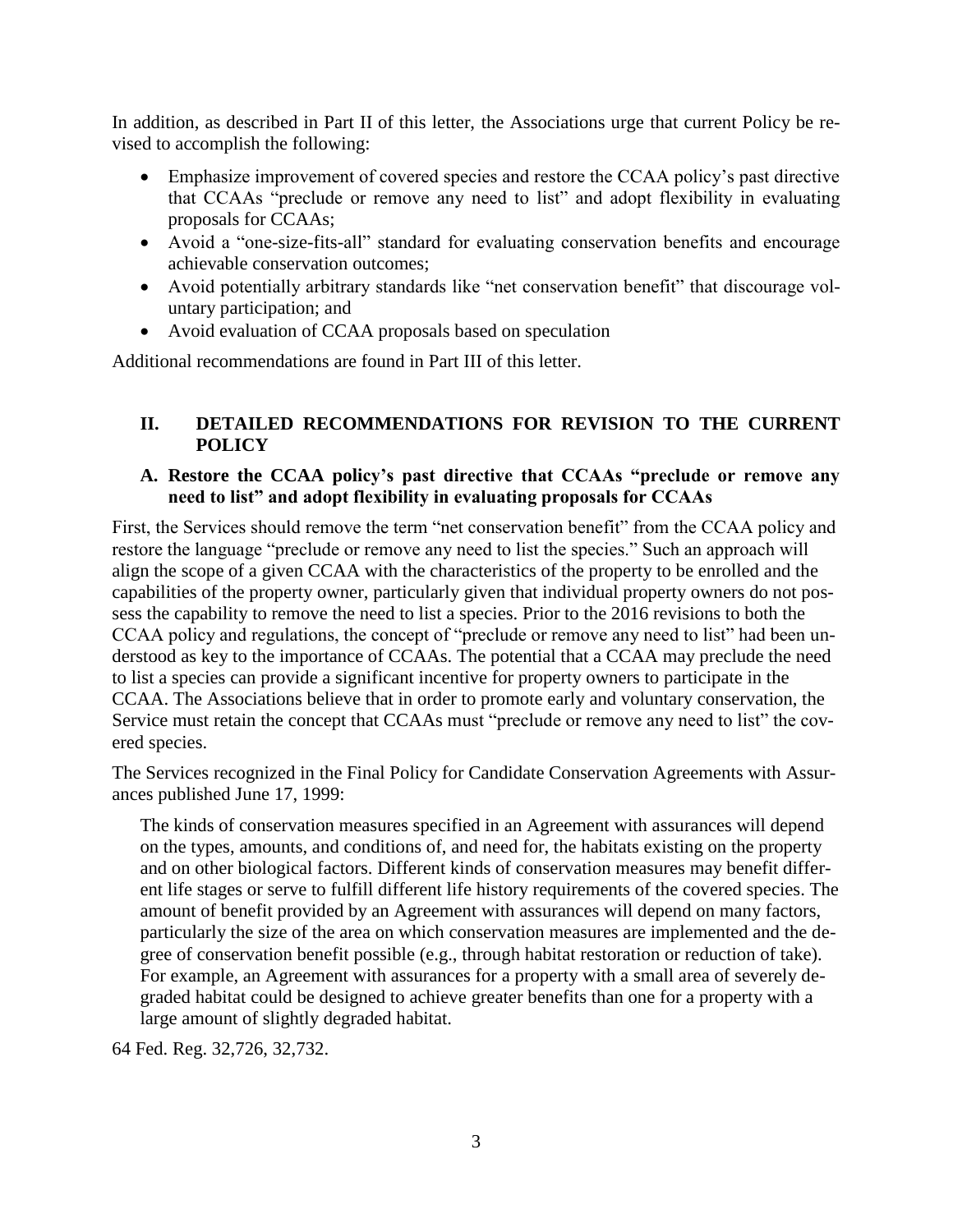In addition, as described in Part II of this letter, the Associations urge that current Policy be revised to accomplish the following:

- Emphasize improvement of covered species and restore the CCAA policy's past directive that CCAAs "preclude or remove any need to list" and adopt flexibility in evaluating proposals for CCAAs;
- Avoid a "one-size-fits-all" standard for evaluating conservation benefits and encourage achievable conservation outcomes;
- Avoid potentially arbitrary standards like "net conservation benefit" that discourage voluntary participation; and
- Avoid evaluation of CCAA proposals based on speculation

Additional recommendations are found in Part III of this letter.

## II. DETAILED RECOMMENDATIONS FOR REVISION TO THE CURRENT POLICY

### A. Restore the CCAA policy's past directive that CCAAs "preclude or remove any need to list" and adopt flexibility in evaluating proposals for CCAAs

First, the Services should remove the term "net conservation benefit" from the CCAA policy and restore the language "preclude or remove any need to list the species." Such an approach will align the scope of a given CCAA with the characteristics of the property to be enrolled and the capabilities of the property owner, particularly given that individual property owners do not possess the capability to remove the need to list a species. Prior to the 2016 revisions to both the CCAA policy and regulations, the concept of "preclude or remove any need to list" had been understood as key to the importance of CCAAs. The potential that a CCAA may preclude the need to list a species can provide a significant incentive for property owners to participate in the CCAA. The Associations believe that in order to promote early and voluntary conservation, the Service must retain the concept that CCAAs must "preclude or remove any need to list" the covered species.

The Services recognized in the Final Policy for Candidate Conservation Agreements with Assurances published June 17, 1999:

> The kinds of conservation measures specified in an Agreement with assurances will depend on the types, amounts, and conditions of, and need for, the habitats existing on the property and on other biological factors. Different kinds of conservation measures may benefit different life stages or serve to fulfill different life history requirements of the covered species. The amount of benefit provided by an Agreement with assurances will depend on many factors, particularly the size of the area on which conservation measures are implemented and the degree of conservation benefit possible (e.g., through habitat restoration or reduction of take). For example, an Agreement with assurances for a property with a small area of severely degraded habitat could be designed to achieve greater benefits than one for a property with a large amount of slightly degraded habitat.

64 Fed. Reg. 32,726, 32,732.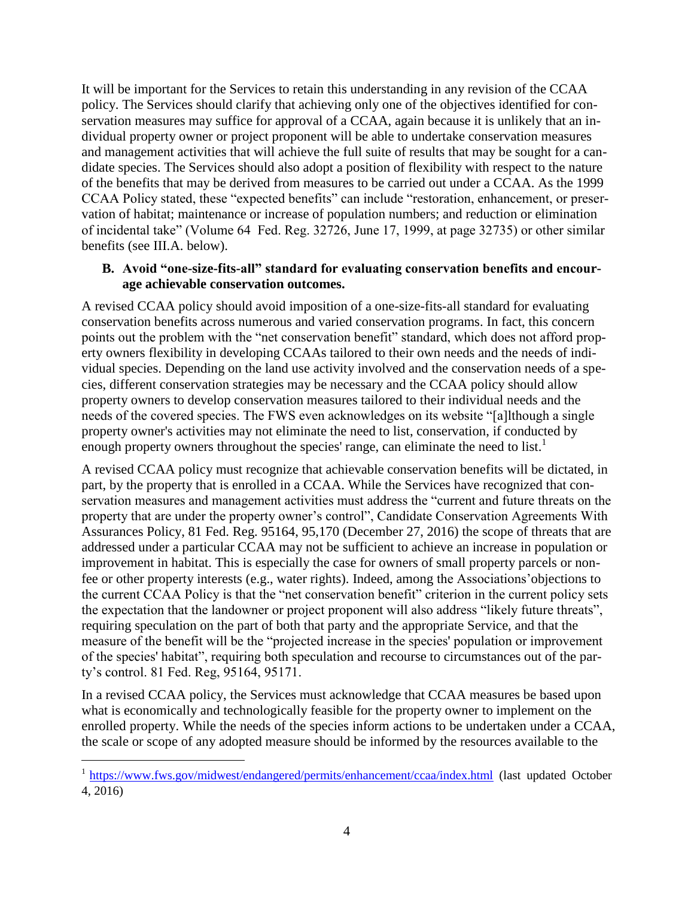It will be important for the Services to retain this understanding in any revision of the CCAA policy. The Services should clarify that achieving only one of the objectives identified for conservation measures may suffice for approval of a CCAA, again because it is unlikely that an individual property owner or project proponent will be able to undertake conservation measures and management activities that will achieve the full suite of results that may be sought for a candidate species. The Services should also adopt a position of flexibility with respect to the nature of the benefits that may be derived from measures to be carried out under a CCAA. As the 1999 CCAA Policy stated, these "expected benefits" can include "restoration, enhancement, or preservation of habitat; maintenance or increase of population numbers; and reduction or elimination of incidental take" (Volume 64 Fed. Reg. 32726, June 17, 1999, at page 32735) or other similar benefits (see III.A. below).

### B. Avoid "one-size-fits-all" standard for evaluating conservation benefits and encourage achievable conservation outcomes.

A revised CCAA policy should avoid imposition of a one-size-fits-all standard for evaluating conservation benefits across numerous and varied conservation programs. In fact, this concern points out the problem with the "net conservation benefit" standard, which does not afford property owners flexibility in developing CCAAs tailored to their own needs and the needs of individual species. Depending on the land use activity involved and the conservation needs of a species, different conservation strategies may be necessary and the CCAA policy should allow property owners to develop conservation measures tailored to their individual needs and the needs of the covered species. The FWS even acknowledges on its website "[a]lthough a single property owner's activities may not eliminate the need to list, conservation, if conducted by enough property owners throughout the species' range, can eliminate the need to list.[1]

A revised CCAA policy must recognize that achievable conservation benefits will be dictated, in part, by the property that is enrolled in a CCAA. While the Services have recognized that conservation measures and management activities must address the "current and future threats on the property that are under the property owner's control", Candidate Conservation Agreements With Assurances Policy, 81 Fed. Reg. 95164, 95,170 (December 27, 2016) the scope of threats that are addressed under a particular CCAA may not be sufficient to achieve an increase in population or improvement in habitat. This is especially the case for owners of small property parcels or non-fee or other property interests (e.g., water rights). Indeed, among the Associations' objections to the current CCAA Policy is that the "net conservation benefit" criterion in the current policy sets the expectation that the landowner or project proponent will also address "likely future threats", requiring speculation on the part of both that party and the appropriate Service, and that the measure of the benefit will be the "projected increase in the species' population or improvement of the species' habitat", requiring both speculation and recourse to circumstances out of the party's control. 81 Fed. Reg, 95164, 95171.

In a revised CCAA policy, the Services must acknowledge that CCAA measures be based upon what is economically and technologically feasible for the property owner to implement on the enrolled property. While the needs of the species inform actions to be undertaken under a CCAA, the scale or scope of any adopted measure should be informed by the resources available to the

---

[1] https://www.fws.gov/midwest/endangered/permits/enhancement/ccaa/index.html (last updated October 4, 2016)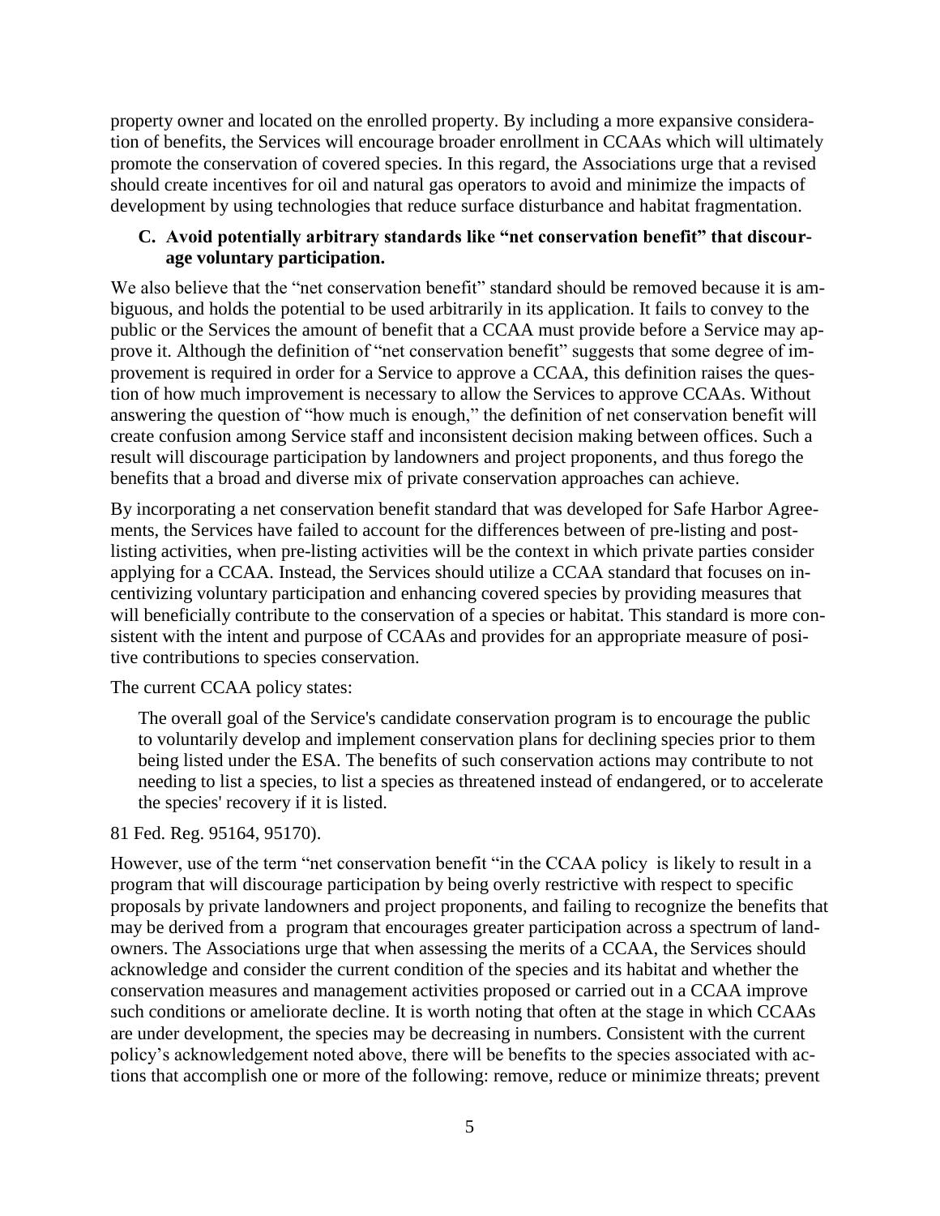property owner and located on the enrolled property. By including a more expansive consideration of benefits, the Services will encourage broader enrollment in CCAAs which will ultimately promote the conservation of covered species. In this regard, the Associations urge that a revised should create incentives for oil and natural gas operators to avoid and minimize the impacts of development by using technologies that reduce surface disturbance and habitat fragmentation.

**C. Avoid potentially arbitrary standards like "net conservation benefit" that discourage voluntary participation.**

We also believe that the "net conservation benefit" standard should be removed because it is ambiguous, and holds the potential to be used arbitrarily in its application. It fails to convey to the public or the Services the amount of benefit that a CCAA must provide before a Service may approve it. Although the definition of "net conservation benefit" suggests that some degree of improvement is required in order for a Service to approve a CCAA, this definition raises the question of how much improvement is necessary to allow the Services to approve CCAAs. Without answering the question of "how much is enough," the definition of net conservation benefit will create confusion among Service staff and inconsistent decision making between offices. Such a result will discourage participation by landowners and project proponents, and thus forego the benefits that a broad and diverse mix of private conservation approaches can achieve.

By incorporating a net conservation benefit standard that was developed for Safe Harbor Agreements, the Services have failed to account for the differences between of pre-listing and post-listing activities, when pre-listing activities will be the context in which private parties consider applying for a CCAA. Instead, the Services should utilize a CCAA standard that focuses on incentivizing voluntary participation and enhancing covered species by providing measures that will beneficially contribute to the conservation of a species or habitat. This standard is more consistent with the intent and purpose of CCAAs and provides for an appropriate measure of positive contributions to species conservation.

The current CCAA policy states:

> The overall goal of the Service's candidate conservation program is to encourage the public to voluntarily develop and implement conservation plans for declining species prior to them being listed under the ESA. The benefits of such conservation actions may contribute to not needing to list a species, to list a species as threatened instead of endangered, or to accelerate the species' recovery if it is listed.

81 Fed. Reg. 95164, 95170).

However, use of the term "net conservation benefit "in the CCAA policy is likely to result in a program that will discourage participation by being overly restrictive with respect to specific proposals by private landowners and project proponents, and failing to recognize the benefits that may be derived from a program that encourages greater participation across a spectrum of landowners. The Associations urge that when assessing the merits of a CCAA, the Services should acknowledge and consider the current condition of the species and its habitat and whether the conservation measures and management activities proposed or carried out in a CCAA improve such conditions or ameliorate decline. It is worth noting that often at the stage in which CCAAs are under development, the species may be decreasing in numbers. Consistent with the current policy's acknowledgement noted above, there will be benefits to the species associated with actions that accomplish one or more of the following: remove, reduce or minimize threats; prevent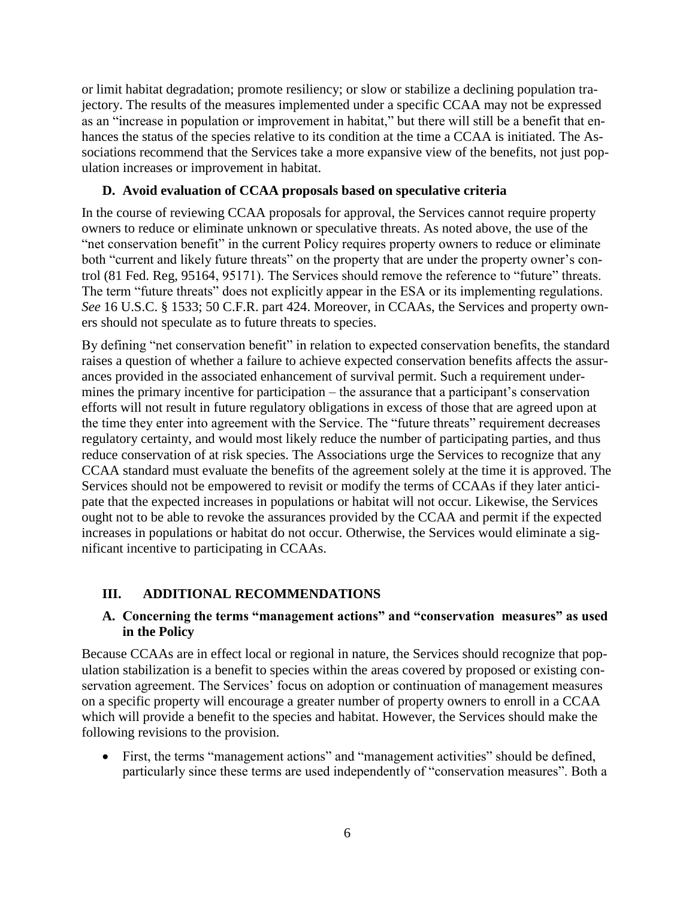or limit habitat degradation; promote resiliency; or slow or stabilize a declining population trajectory. The results of the measures implemented under a specific CCAA may not be expressed as an "increase in population or improvement in habitat," but there will still be a benefit that enhances the status of the species relative to its condition at the time a CCAA is initiated. The Associations recommend that the Services take a more expansive view of the benefits, not just population increases or improvement in habitat.

### D. Avoid evaluation of CCAA proposals based on speculative criteria

In the course of reviewing CCAA proposals for approval, the Services cannot require property owners to reduce or eliminate unknown or speculative threats. As noted above, the use of the "net conservation benefit" in the current Policy requires property owners to reduce or eliminate both "current and likely future threats" on the property that are under the property owner's control (81 Fed. Reg, 95164, 95171). The Services should remove the reference to "future" threats. The term "future threats" does not explicitly appear in the ESA or its implementing regulations. *See* 16 U.S.C. § 1533; 50 C.F.R. part 424. Moreover, in CCAAs, the Services and property owners should not speculate as to future threats to species.

By defining "net conservation benefit" in relation to expected conservation benefits, the standard raises a question of whether a failure to achieve expected conservation benefits affects the assurances provided in the associated enhancement of survival permit. Such a requirement undermines the primary incentive for participation – the assurance that a participant's conservation efforts will not result in future regulatory obligations in excess of those that are agreed upon at the time they enter into agreement with the Service. The "future threats" requirement decreases regulatory certainty, and would most likely reduce the number of participating parties, and thus reduce conservation of at risk species. The Associations urge the Services to recognize that any CCAA standard must evaluate the benefits of the agreement solely at the time it is approved. The Services should not be empowered to revisit or modify the terms of CCAAs if they later anticipate that the expected increases in populations or habitat will not occur. Likewise, the Services ought not to be able to revoke the assurances provided by the CCAA and permit if the expected increases in populations or habitat do not occur. Otherwise, the Services would eliminate a significant incentive to participating in CCAAs.

## III. ADDITIONAL RECOMMENDATIONS

### A. Concerning the terms "management actions" and "conservation measures" as used in the Policy

Because CCAAs are in effect local or regional in nature, the Services should recognize that population stabilization is a benefit to species within the areas covered by proposed or existing conservation agreement. The Services' focus on adoption or continuation of management measures on a specific property will encourage a greater number of property owners to enroll in a CCAA which will provide a benefit to the species and habitat. However, the Services should make the following revisions to the provision.

- First, the terms "management actions" and "management activities" should be defined, particularly since these terms are used independently of "conservation measures". Both a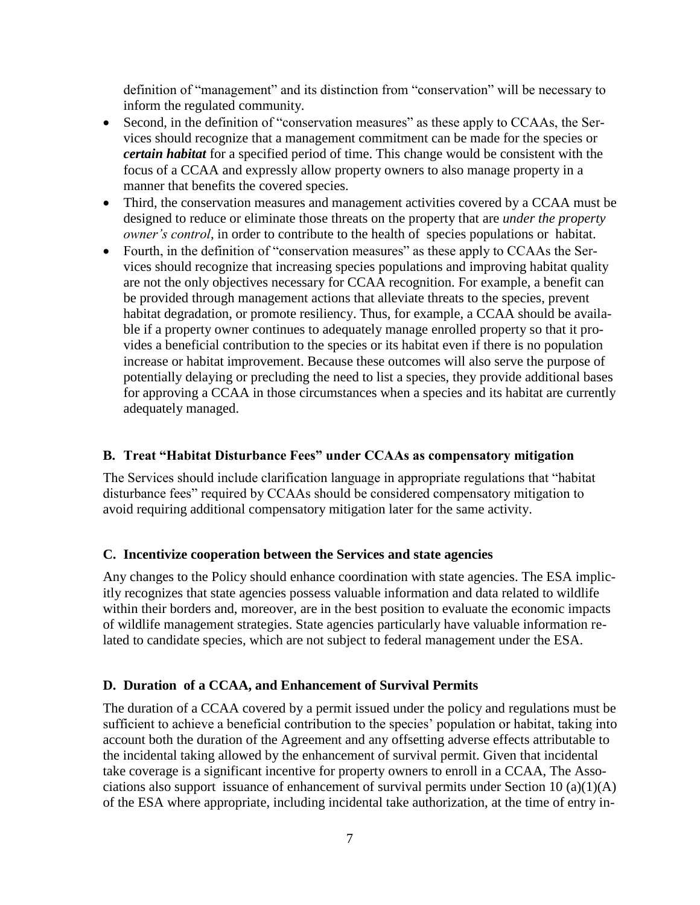definition of "management" and its distinction from "conservation" will be necessary to inform the regulated community.

- Second, in the definition of "conservation measures" as these apply to CCAAs, the Services should recognize that a management commitment can be made for the species or ***certain habitat*** for a specified period of time. This change would be consistent with the focus of a CCAA and expressly allow property owners to also manage property in a manner that benefits the covered species.
- Third, the conservation measures and management activities covered by a CCAA must be designed to reduce or eliminate those threats on the property that are *under the property owner's control*, in order to contribute to the health of species populations or habitat.
- Fourth, in the definition of "conservation measures" as these apply to CCAAs the Services should recognize that increasing species populations and improving habitat quality are not the only objectives necessary for CCAA recognition. For example, a benefit can be provided through management actions that alleviate threats to the species, prevent habitat degradation, or promote resiliency. Thus, for example, a CCAA should be available if a property owner continues to adequately manage enrolled property so that it provides a beneficial contribution to the species or its habitat even if there is no population increase or habitat improvement. Because these outcomes will also serve the purpose of potentially delaying or precluding the need to list a species, they provide additional bases for approving a CCAA in those circumstances when a species and its habitat are currently adequately managed.

### B. Treat "Habitat Disturbance Fees" under CCAAs as compensatory mitigation

The Services should include clarification language in appropriate regulations that "habitat disturbance fees" required by CCAAs should be considered compensatory mitigation to avoid requiring additional compensatory mitigation later for the same activity.

### C. Incentivize cooperation between the Services and state agencies

Any changes to the Policy should enhance coordination with state agencies. The ESA implicitly recognizes that state agencies possess valuable information and data related to wildlife within their borders and, moreover, are in the best position to evaluate the economic impacts of wildlife management strategies. State agencies particularly have valuable information related to candidate species, which are not subject to federal management under the ESA.

### D. Duration of a CCAA, and Enhancement of Survival Permits

The duration of a CCAA covered by a permit issued under the policy and regulations must be sufficient to achieve a beneficial contribution to the species' population or habitat, taking into account both the duration of the Agreement and any offsetting adverse effects attributable to the incidental taking allowed by the enhancement of survival permit. Given that incidental take coverage is a significant incentive for property owners to enroll in a CCAA, The Associations also support issuance of enhancement of survival permits under Section 10 (a)(1)(A) of the ESA where appropriate, including incidental take authorization, at the time of entry in-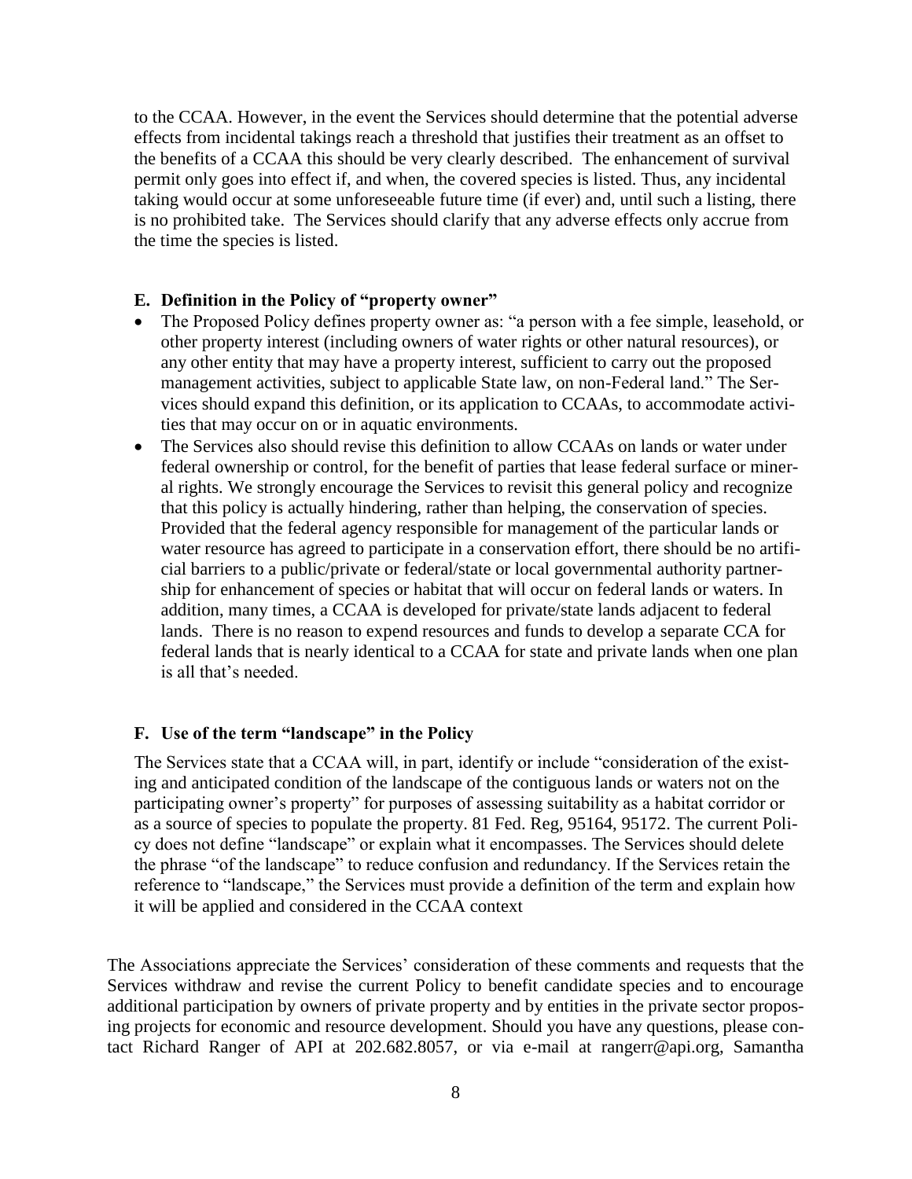to the CCAA. However, in the event the Services should determine that the potential adverse effects from incidental takings reach a threshold that justifies their treatment as an offset to the benefits of a CCAA this should be very clearly described. The enhancement of survival permit only goes into effect if, and when, the covered species is listed. Thus, any incidental taking would occur at some unforeseeable future time (if ever) and, until such a listing, there is no prohibited take. The Services should clarify that any adverse effects only accrue from the time the species is listed.

**E. Definition in the Policy of "property owner"**

- The Proposed Policy defines property owner as: "a person with a fee simple, leasehold, or other property interest (including owners of water rights or other natural resources), or any other entity that may have a property interest, sufficient to carry out the proposed management activities, subject to applicable State law, on non-Federal land." The Services should expand this definition, or its application to CCAAs, to accommodate activities that may occur on or in aquatic environments.
- The Services also should revise this definition to allow CCAAs on lands or water under federal ownership or control, for the benefit of parties that lease federal surface or mineral rights. We strongly encourage the Services to revisit this general policy and recognize that this policy is actually hindering, rather than helping, the conservation of species. Provided that the federal agency responsible for management of the particular lands or water resource has agreed to participate in a conservation effort, there should be no artificial barriers to a public/private or federal/state or local governmental authority partnership for enhancement of species or habitat that will occur on federal lands or waters. In addition, many times, a CCAA is developed for private/state lands adjacent to federal lands. There is no reason to expend resources and funds to develop a separate CCA for federal lands that is nearly identical to a CCAA for state and private lands when one plan is all that's needed.

**F. Use of the term "landscape" in the Policy**

The Services state that a CCAA will, in part, identify or include "consideration of the existing and anticipated condition of the landscape of the contiguous lands or waters not on the participating owner's property" for purposes of assessing suitability as a habitat corridor or as a source of species to populate the property. 81 Fed. Reg, 95164, 95172. The current Policy does not define "landscape" or explain what it encompasses. The Services should delete the phrase "of the landscape" to reduce confusion and redundancy. If the Services retain the reference to "landscape," the Services must provide a definition of the term and explain how it will be applied and considered in the CCAA context

The Associations appreciate the Services' consideration of these comments and requests that the Services withdraw and revise the current Policy to benefit candidate species and to encourage additional participation by owners of private property and by entities in the private sector proposing projects for economic and resource development. Should you have any questions, please contact Richard Ranger of API at 202.682.8057, or via e-mail at rangerr@api.org, Samantha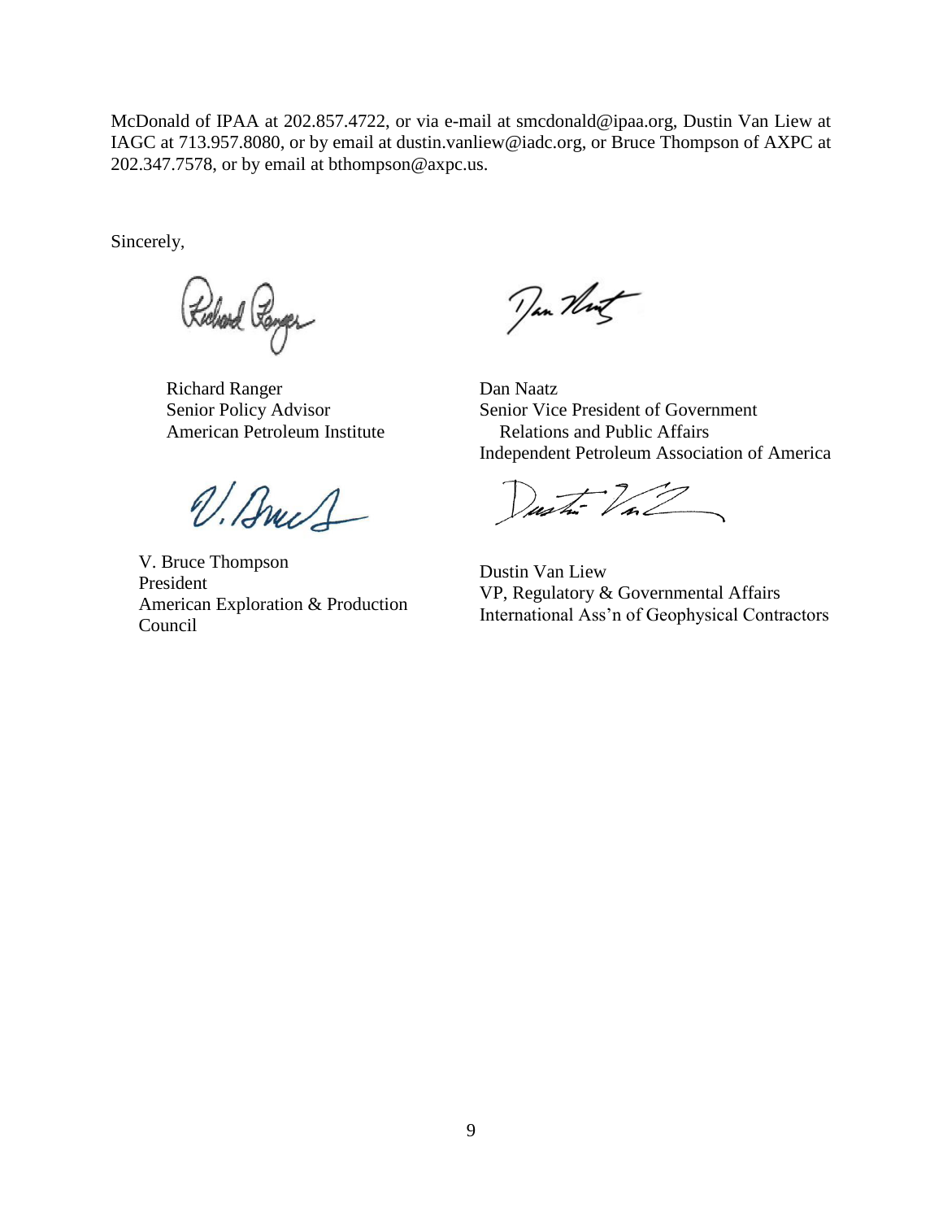McDonald of IPAA at 202.857.4722, or via e-mail at smcdonald@ipaa.org, Dustin Van Liew at IAGC at 713.957.8080, or by email at dustin.vanliew@iadc.org, or Bruce Thompson of AXPC at 202.347.7578, or by email at bthompson@axpc.us.

Sincerely,

Richard Ranger
Senior Policy Advisor
American Petroleum Institute

Dan Naatz
Senior Vice President of Government Relations and Public Affairs
Independent Petroleum Association of America

V. Bruce Thompson
President
American Exploration & Production Council

Dustin Van Liew
VP, Regulatory & Governmental Affairs
International Ass'n of Geophysical Contractors